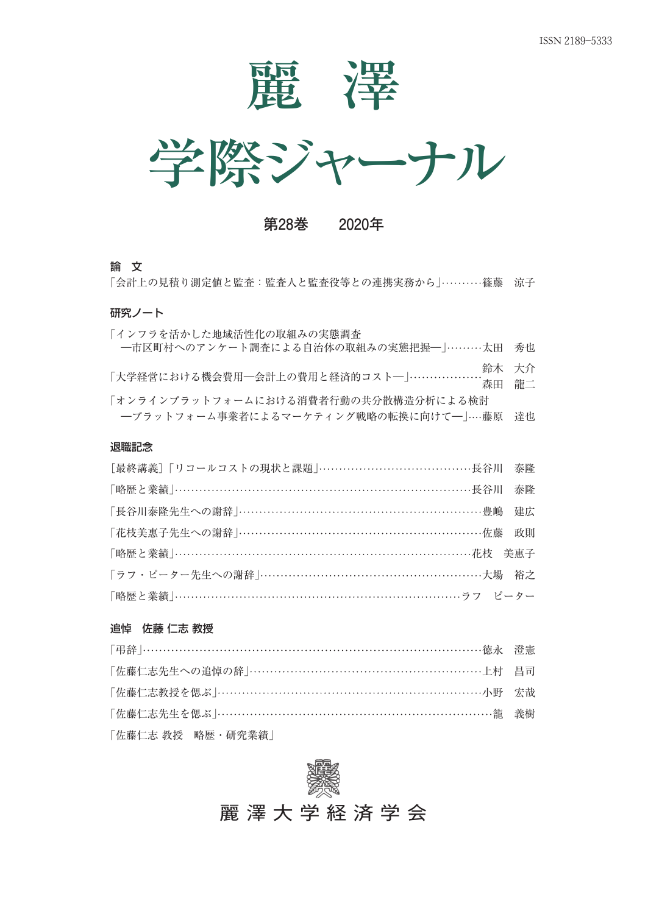ISSN 2189‒5333

# 麗　澤
# 学際ジャーナル

**第28巻　　2020年**

## 論　文

「会計上の見積り測定値と監査：監査人と監査役等との連携実務から」………篠藤　涼子

## 研究ノート

「インフラを活かした地域活性化の取組みの実態調査
　―市区町村へのアンケート調査による自治体の取組みの実態把握―」………太田　秀也

「大学経営における機会費用―会計上の費用と経済的コスト―」………………鈴木　大介
　森田　龍二

「オンラインプラットフォームにおける消費者行動の共分散構造分析による検討
　―プラットフォーム事業者によるマーケティング戦略の転換に向けて―」….藤原　達也

## 退職記念

［最終講義］「リコールコストの現状と課題」………………………………長谷川　泰隆

「略歴と業績」………………………………………………………………長谷川　泰隆

「長谷川泰隆先生への謝辞」…………………………………………………豊嶋　建広

「花枝美恵子先生への謝辞」…………………………………………………佐藤　政則

「略歴と業績」………………………………………………………………花枝　美恵子

「ラフ・ピーター先生への謝辞」……………………………………………大場　裕之

「略歴と業績」………………………………………………………………ラフ　ピーター

## 追悼　佐藤 仁志 教授

「弔辞」………………………………………………………………………徳永　澄憲

「佐藤仁志先生への追悼の辞」………………………………………………上村　昌司

「佐藤仁志教授を偲ぶ」………………………………………………………小野　宏哉

「佐藤仁志先生を偲ぶ」………………………………………………………籠　義樹

「佐藤仁志 教授　略歴・研究業績」

麗澤大学経済学会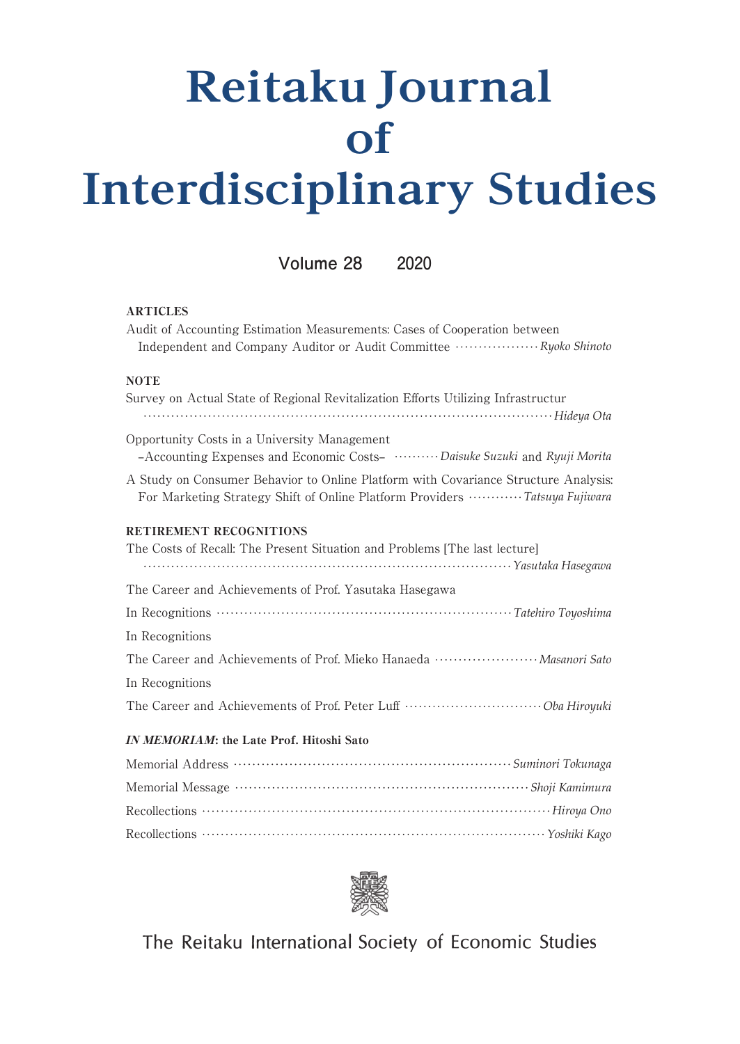# Reitaku Journal of Interdisciplinary Studies

Volume 28　　2020

**ARTICLES**

Audit of Accounting Estimation Measurements: Cases of Cooperation between Independent and Company Auditor or Audit Committee ·················· *Ryoko Shinoto*

**NOTE**

Survey on Actual State of Regional Revitalization Efforts Utilizing Infrastructur ·················· *Hideya Ota*

Opportunity Costs in a University Management –Accounting Expenses and Economic Costs– ·········· *Daisuke Suzuki* and *Ryuji Morita*

A Study on Consumer Behavior to Online Platform with Covariance Structure Analysis: For Marketing Strategy Shift of Online Platform Providers ············ *Tatsuya Fujiwara*

**RETIREMENT RECOGNITIONS**

The Costs of Recall: The Present Situation and Problems [The last lecture] ·················· *Yasutaka Hasegawa*

The Career and Achievements of Prof. Yasutaka Hasegawa

In Recognitions ·················· *Tatehiro Toyoshima*

In Recognitions

The Career and Achievements of Prof. Mieko Hanaeda ······················ *Masanori Sato*

In Recognitions

The Career and Achievements of Prof. Peter Luff ·························· *Oba Hiroyuki*

***IN MEMORIAM*: the Late Prof. Hitoshi Sato**

Memorial Address ·················· *Suminori Tokunaga*

Memorial Message ·················· *Shoji Kamimura*

Recollections ·················· *Hiroya Ono*

Recollections ·················· *Yoshiki Kago*

The Reitaku International Society of Economic Studies